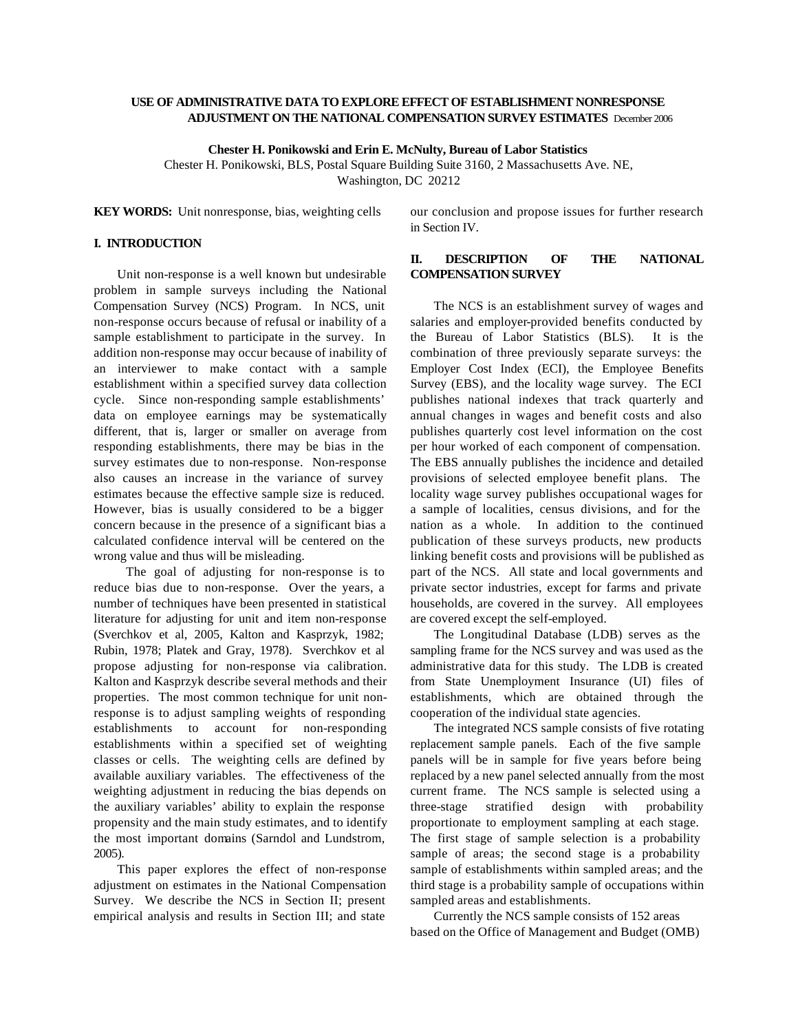# USE OF ADMINISTRATIVE DATA TO EXPLORE EFFECT OF ESTABLISHMENT NONRESPONSE ADJUSTMENT ON THE NATIONAL COMPENSATION SURVEY ESTIMATES December 2006

**Chester H. Ponikowski and Erin E. McNulty, Bureau of Labor Statistics**

Chester H. Ponikowski, BLS, Postal Square Building Suite 3160, 2 Massachusetts Ave. NE, Washington, DC 20212

**KEY WORDS:** Unit nonresponse, bias, weighting cells

## I. INTRODUCTION

Unit non-response is a well known but undesirable problem in sample surveys including the National Compensation Survey (NCS) Program. In NCS, unit non-response occurs because of refusal or inability of a sample establishment to participate in the survey. In addition non-response may occur because of inability of an interviewer to make contact with a sample establishment within a specified survey data collection cycle. Since non-responding sample establishments' data on employee earnings may be systematically different, that is, larger or smaller on average from responding establishments, there may be bias in the survey estimates due to non-response. Non-response also causes an increase in the variance of survey estimates because the effective sample size is reduced. However, bias is usually considered to be a bigger concern because in the presence of a significant bias a calculated confidence interval will be centered on the wrong value and thus will be misleading.

The goal of adjusting for non-response is to reduce bias due to non-response. Over the years, a number of techniques have been presented in statistical literature for adjusting for unit and item non-response (Sverchkov et al, 2005, Kalton and Kasprzyk, 1982; Rubin, 1978; Platek and Gray, 1978). Sverchkov et al propose adjusting for non-response via calibration. Kalton and Kasprzyk describe several methods and their properties. The most common technique for unit non-response is to adjust sampling weights of responding establishments to account for non-responding establishments within a specified set of weighting classes or cells. The weighting cells are defined by available auxiliary variables. The effectiveness of the weighting adjustment in reducing the bias depends on the auxiliary variables' ability to explain the response propensity and the main study estimates, and to identify the most important domains (Sarndol and Lundstrom, 2005).

This paper explores the effect of non-response adjustment on estimates in the National Compensation Survey. We describe the NCS in Section II; present empirical analysis and results in Section III; and state our conclusion and propose issues for further research in Section IV.

## II. DESCRIPTION OF THE NATIONAL COMPENSATION SURVEY

The NCS is an establishment survey of wages and salaries and employer-provided benefits conducted by the Bureau of Labor Statistics (BLS). It is the combination of three previously separate surveys: the Employer Cost Index (ECI), the Employee Benefits Survey (EBS), and the locality wage survey. The ECI publishes national indexes that track quarterly and annual changes in wages and benefit costs and also publishes quarterly cost level information on the cost per hour worked of each component of compensation. The EBS annually publishes the incidence and detailed provisions of selected employee benefit plans. The locality wage survey publishes occupational wages for a sample of localities, census divisions, and for the nation as a whole. In addition to the continued publication of these surveys products, new products linking benefit costs and provisions will be published as part of the NCS. All state and local governments and private sector industries, except for farms and private households, are covered in the survey. All employees are covered except the self-employed.

The Longitudinal Database (LDB) serves as the sampling frame for the NCS survey and was used as the administrative data for this study. The LDB is created from State Unemployment Insurance (UI) files of establishments, which are obtained through the cooperation of the individual state agencies.

The integrated NCS sample consists of five rotating replacement sample panels. Each of the five sample panels will be in sample for five years before being replaced by a new panel selected annually from the most current frame. The NCS sample is selected using a three-stage stratified design with probability proportionate to employment sampling at each stage. The first stage of sample selection is a probability sample of areas; the second stage is a probability sample of establishments within sampled areas; and the third stage is a probability sample of occupations within sampled areas and establishments.

Currently the NCS sample consists of 152 areas based on the Office of Management and Budget (OMB)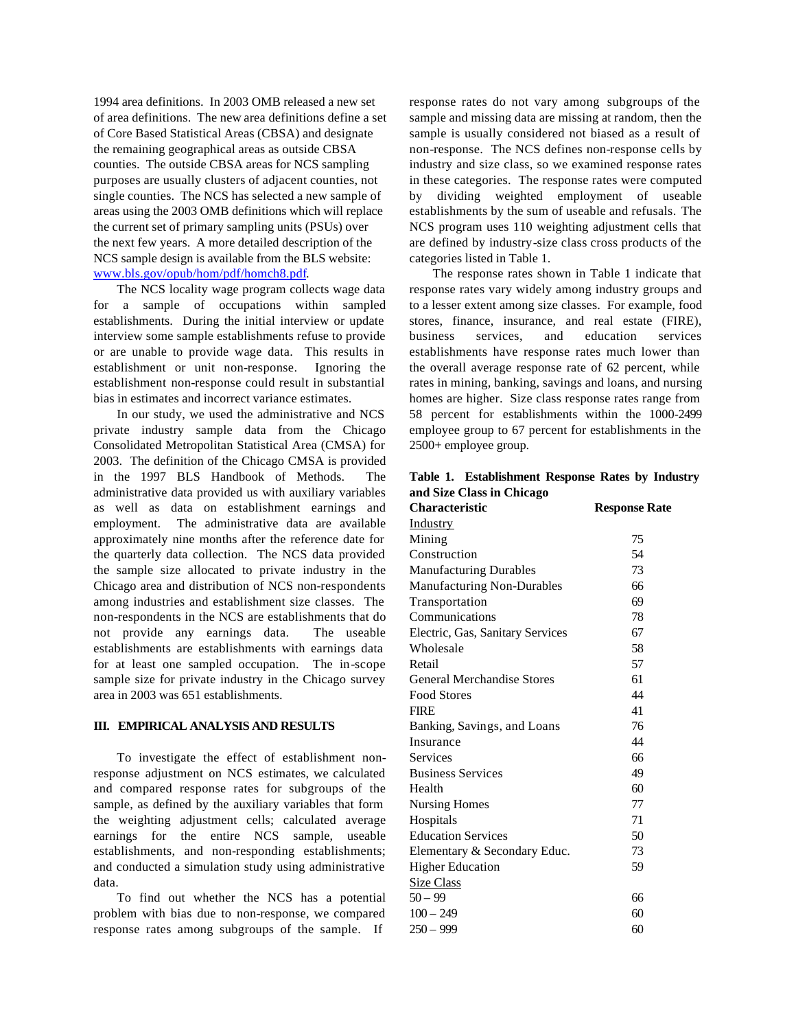1994 area definitions. In 2003 OMB released a new set of area definitions. The new area definitions define a set of Core Based Statistical Areas (CBSA) and designate the remaining geographical areas as outside CBSA counties. The outside CBSA areas for NCS sampling purposes are usually clusters of adjacent counties, not single counties. The NCS has selected a new sample of areas using the 2003 OMB definitions which will replace the current set of primary sampling units (PSUs) over the next few years. A more detailed description of the NCS sample design is available from the BLS website: www.bls.gov/opub/hom/pdf/homch8.pdf.

The NCS locality wage program collects wage data for a sample of occupations within sampled establishments. During the initial interview or update interview some sample establishments refuse to provide or are unable to provide wage data. This results in establishment or unit non-response. Ignoring the establishment non-response could result in substantial bias in estimates and incorrect variance estimates.

In our study, we used the administrative and NCS private industry sample data from the Chicago Consolidated Metropolitan Statistical Area (CMSA) for 2003. The definition of the Chicago CMSA is provided in the 1997 BLS Handbook of Methods. The administrative data provided us with auxiliary variables as well as data on establishment earnings and employment. The administrative data are available approximately nine months after the reference date for the quarterly data collection. The NCS data provided the sample size allocated to private industry in the Chicago area and distribution of NCS non-respondents among industries and establishment size classes. The non-respondents in the NCS are establishments that do not provide any earnings data. The useable establishments are establishments with earnings data for at least one sampled occupation. The in-scope sample size for private industry in the Chicago survey area in 2003 was 651 establishments.

## III. EMPIRICAL ANALYSIS AND RESULTS

To investigate the effect of establishment non-response adjustment on NCS estimates, we calculated and compared response rates for subgroups of the sample, as defined by the auxiliary variables that form the weighting adjustment cells; calculated average earnings for the entire NCS sample, useable establishments, and non-responding establishments; and conducted a simulation study using administrative data.

To find out whether the NCS has a potential problem with bias due to non-response, we compared response rates among subgroups of the sample. If response rates do not vary among subgroups of the sample and missing data are missing at random, then the sample is usually considered not biased as a result of non-response. The NCS defines non-response cells by industry and size class, so we examined response rates in these categories. The response rates were computed by dividing weighted employment of useable establishments by the sum of useable and refusals. The NCS program uses 110 weighting adjustment cells that are defined by industry-size class cross products of the categories listed in Table 1.

The response rates shown in Table 1 indicate that response rates vary widely among industry groups and to a lesser extent among size classes. For example, food stores, finance, insurance, and real estate (FIRE), business services, and education services establishments have response rates much lower than the overall average response rate of 62 percent, while rates in mining, banking, savings and loans, and nursing homes are higher. Size class response rates range from 58 percent for establishments within the 1000-2499 employee group to 67 percent for establishments in the 2500+ employee group.

**Table 1. Establishment Response Rates by Industry and Size Class in Chicago**

| Characteristic | Response Rate |
|---|---|
| Industry | |
| Mining | 75 |
| Construction | 54 |
| Manufacturing Durables | 73 |
| Manufacturing Non-Durables | 66 |
| Transportation | 69 |
| Communications | 78 |
| Electric, Gas, Sanitary Services | 67 |
| Wholesale | 58 |
| Retail | 57 |
| General Merchandise Stores | 61 |
| Food Stores | 44 |
| FIRE | 41 |
| Banking, Savings, and Loans | 76 |
| Insurance | 44 |
| Services | 66 |
| Business Services | 49 |
| Health | 60 |
| Nursing Homes | 77 |
| Hospitals | 71 |
| Education Services | 50 |
| Elementary & Secondary Educ. | 73 |
| Higher Education | 59 |
| Size Class | |
| 50 – 99 | 66 |
| 100 – 249 | 60 |
| 250 – 999 | 60 |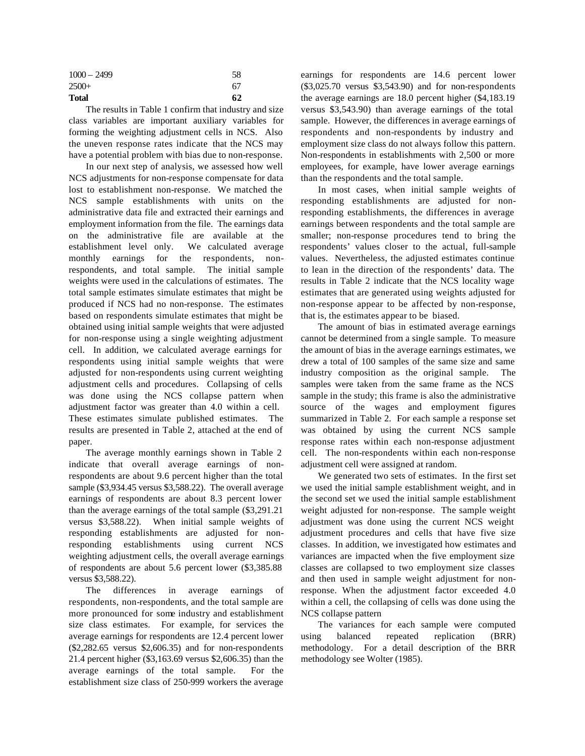| | |
|---|---|
| 1000 – 2499 | 58 |
| 2500+ | 67 |
| **Total** | **62** |

The results in Table 1 confirm that industry and size class variables are important auxiliary variables for forming the weighting adjustment cells in NCS. Also the uneven response rates indicate that the NCS may have a potential problem with bias due to non-response.

In our next step of analysis, we assessed how well NCS adjustments for non-response compensate for data lost to establishment non-response. We matched the NCS sample establishments with units on the administrative data file and extracted their earnings and employment information from the file. The earnings data on the administrative file are available at the establishment level only. We calculated average monthly earnings for the respondents, non-respondents, and total sample. The initial sample weights were used in the calculations of estimates. The total sample estimates simulate estimates that might be produced if NCS had no non-response. The estimates based on respondents simulate estimates that might be obtained using initial sample weights that were adjusted for non-response using a single weighting adjustment cell. In addition, we calculated average earnings for respondents using initial sample weights that were adjusted for non-respondents using current weighting adjustment cells and procedures. Collapsing of cells was done using the NCS collapse pattern when adjustment factor was greater than 4.0 within a cell. These estimates simulate published estimates. The results are presented in Table 2, attached at the end of paper.

The average monthly earnings shown in Table 2 indicate that overall average earnings of non-respondents are about 9.6 percent higher than the total sample ($3,934.45 versus $3,588.22). The overall average earnings of respondents are about 8.3 percent lower than the average earnings of the total sample ($3,291.21 versus $3,588.22). When initial sample weights of responding establishments are adjusted for non-responding establishments using current NCS weighting adjustment cells, the overall average earnings of respondents are about 5.6 percent lower ($3,385.88 versus $3,588.22).

The differences in average earnings of respondents, non-respondents, and the total sample are more pronounced for some industry and establishment size class estimates. For example, for services the average earnings for respondents are 12.4 percent lower ($2,282.65 versus $2,606.35) and for non-respondents 21.4 percent higher ($3,163.69 versus $2,606.35) than the average earnings of the total sample. For the establishment size class of 250-999 workers the average earnings for respondents are 14.6 percent lower ($3,025.70 versus $3,543.90) and for non-respondents the average earnings are 18.0 percent higher ($4,183.19 versus $3,543.90) than average earnings of the total sample. However, the differences in average earnings of respondents and non-respondents by industry and employment size class do not always follow this pattern. Non-respondents in establishments with 2,500 or more employees, for example, have lower average earnings than the respondents and the total sample.

In most cases, when initial sample weights of responding establishments are adjusted for non-responding establishments, the differences in average earnings between respondents and the total sample are smaller; non-response procedures tend to bring the respondents' values closer to the actual, full-sample values. Nevertheless, the adjusted estimates continue to lean in the direction of the respondents' data. The results in Table 2 indicate that the NCS locality wage estimates that are generated using weights adjusted for non-response appear to be affected by non-response, that is, the estimates appear to be biased.

The amount of bias in estimated average earnings cannot be determined from a single sample. To measure the amount of bias in the average earnings estimates, we drew a total of 100 samples of the same size and same industry composition as the original sample. The samples were taken from the same frame as the NCS sample in the study; this frame is also the administrative source of the wages and employment figures summarized in Table 2. For each sample a response set was obtained by using the current NCS sample response rates within each non-response adjustment cell. The non-respondents within each non-response adjustment cell were assigned at random.

We generated two sets of estimates. In the first set we used the initial sample establishment weight, and in the second set we used the initial sample establishment weight adjusted for non-response. The sample weight adjustment was done using the current NCS weight adjustment procedures and cells that have five size classes. In addition, we investigated how estimates and variances are impacted when the five employment size classes are collapsed to two employment size classes and then used in sample weight adjustment for non-response. When the adjustment factor exceeded 4.0 within a cell, the collapsing of cells was done using the NCS collapse pattern

The variances for each sample were computed using balanced repeated replication (BRR) methodology. For a detail description of the BRR methodology see Wolter (1985).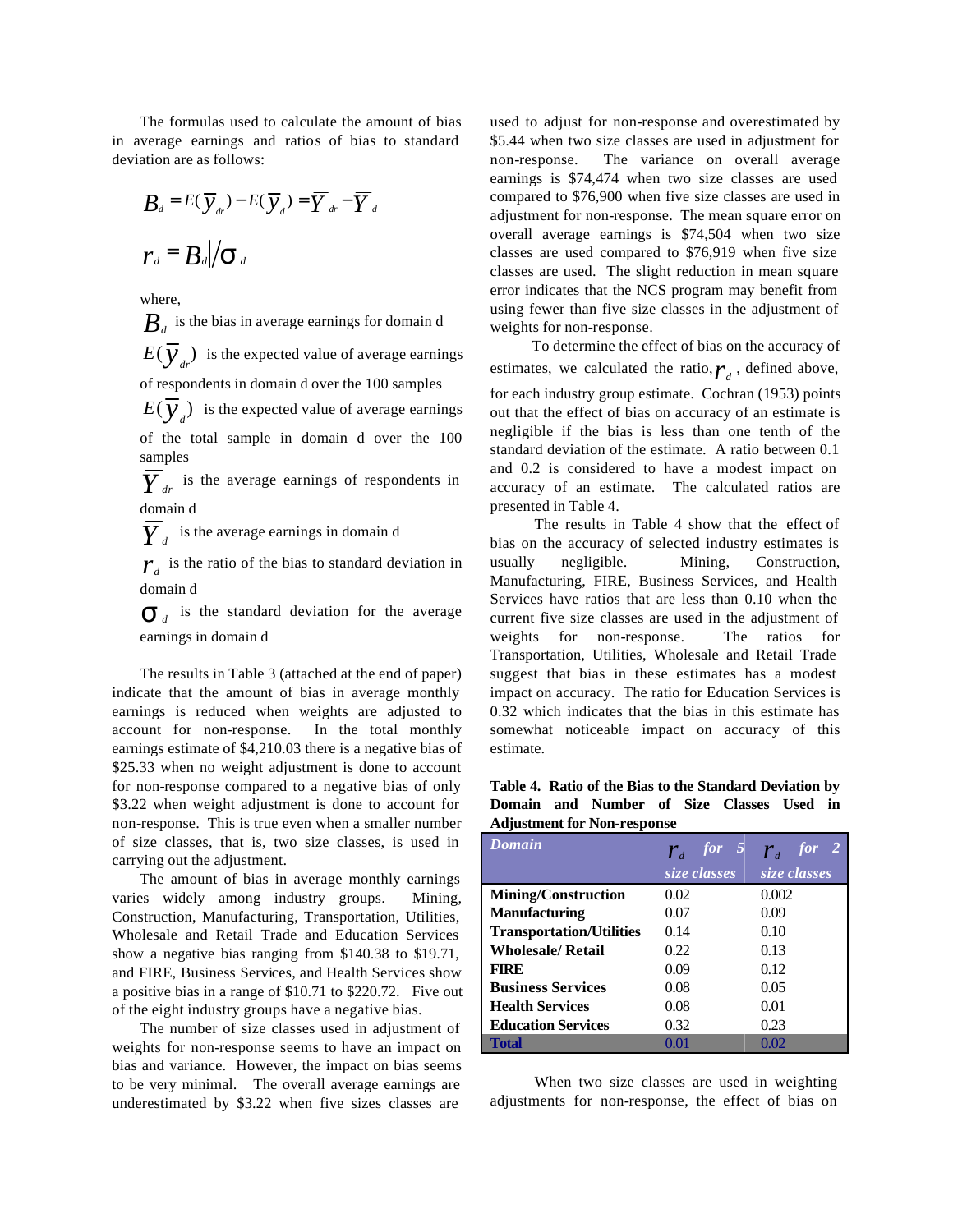The formulas used to calculate the amount of bias in average earnings and ratios of bias to standard deviation are as follows:

$$B_d = E(\overline{y}_{dr}) - E(\overline{y}_d) = \overline{Y}_{dr} - \overline{Y}_d$$

$$r_d = |B_d| / \sigma_d$$

where,

$B_d$ is the bias in average earnings for domain d

$E(\overline{y}_{dr})$ is the expected value of average earnings of respondents in domain d over the 100 samples

$E(\overline{y}_d)$ is the expected value of average earnings of the total sample in domain d over the 100 samples

$\overline{Y}_{dr}$ is the average earnings of respondents in domain d

$\overline{Y}_d$ is the average earnings in domain d

$r_d$ is the ratio of the bias to standard deviation in domain d

$\sigma_d$ is the standard deviation for the average earnings in domain d

The results in Table 3 (attached at the end of paper) indicate that the amount of bias in average monthly earnings is reduced when weights are adjusted to account for non-response. In the total monthly earnings estimate of $4,210.03 there is a negative bias of $25.33 when no weight adjustment is done to account for non-response compared to a negative bias of only $3.22 when weight adjustment is done to account for non-response. This is true even when a smaller number of size classes, that is, two size classes, is used in carrying out the adjustment.

The amount of bias in average monthly earnings varies widely among industry groups. Mining, Construction, Manufacturing, Transportation, Utilities, Wholesale and Retail Trade and Education Services show a negative bias ranging from $140.38 to $19.71, and FIRE, Business Services, and Health Services show a positive bias in a range of $10.71 to $220.72. Five out of the eight industry groups have a negative bias.

The number of size classes used in adjustment of weights for non-response seems to have an impact on bias and variance. However, the impact on bias seems to be very minimal. The overall average earnings are underestimated by $3.22 when five sizes classes are used to adjust for non-response and overestimated by $5.44 when two size classes are used in adjustment for non-response. The variance on overall average earnings is $74,474 when two size classes are used compared to $76,900 when five size classes are used in adjustment for non-response. The mean square error on overall average earnings is $74,504 when two size classes are used compared to $76,919 when five size classes are used. The slight reduction in mean square error indicates that the NCS program may benefit from using fewer than five size classes in the adjustment of weights for non-response.

To determine the effect of bias on the accuracy of estimates, we calculated the ratio, $r_d$, defined above, for each industry group estimate. Cochran (1953) points out that the effect of bias on accuracy of an estimate is negligible if the bias is less than one tenth of the standard deviation of the estimate. A ratio between 0.1 and 0.2 is considered to have a modest impact on accuracy of an estimate. The calculated ratios are presented in Table 4.

The results in Table 4 show that the effect of bias on the accuracy of selected industry estimates is usually negligible. Mining, Construction, Manufacturing, FIRE, Business Services, and Health Services have ratios that are less than 0.10 when the current five size classes are used in the adjustment of weights for non-response. The ratios for Transportation, Utilities, Wholesale and Retail Trade suggest that bias in these estimates has a modest impact on accuracy. The ratio for Education Services is 0.32 which indicates that the bias in this estimate has somewhat noticeable impact on accuracy of this estimate.

**Table 4. Ratio of the Bias to the Standard Deviation by Domain and Number of Size Classes Used in Adjustment for Non-response**

| *Domain* | $r_d$ *for 5 size classes* | $r_d$ *for 2 size classes* |
|---|---|---|
| **Mining/Construction** | 0.02 | 0.002 |
| **Manufacturing** | 0.07 | 0.09 |
| **Transportation/Utilities** | 0.14 | 0.10 |
| **Wholesale/ Retail** | 0.22 | 0.13 |
| **FIRE** | 0.09 | 0.12 |
| **Business Services** | 0.08 | 0.05 |
| **Health Services** | 0.08 | 0.01 |
| **Education Services** | 0.32 | 0.23 |
| **Total** | 0.01 | 0.02 |

When two size classes are used in weighting adjustments for non-response, the effect of bias on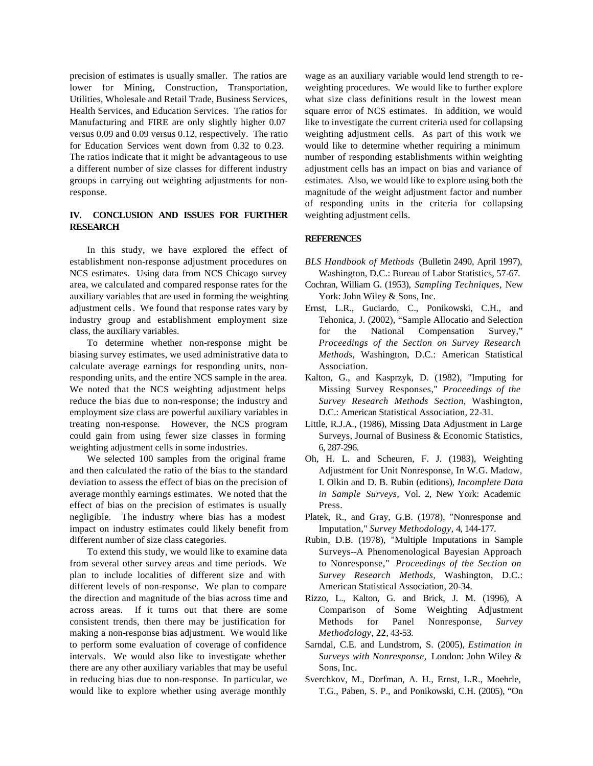precision of estimates is usually smaller. The ratios are lower for Mining, Construction, Transportation, Utilities, Wholesale and Retail Trade, Business Services, Health Services, and Education Services. The ratios for Manufacturing and FIRE are only slightly higher 0.07 versus 0.09 and 0.09 versus 0.12, respectively. The ratio for Education Services went down from 0.32 to 0.23. The ratios indicate that it might be advantageous to use a different number of size classes for different industry groups in carrying out weighting adjustments for non-response.

## IV. CONCLUSION AND ISSUES FOR FURTHER RESEARCH

In this study, we have explored the effect of establishment non-response adjustment procedures on NCS estimates. Using data from NCS Chicago survey area, we calculated and compared response rates for the auxiliary variables that are used in forming the weighting adjustment cells. We found that response rates vary by industry group and establishment employment size class, the auxiliary variables.

To determine whether non-response might be biasing survey estimates, we used administrative data to calculate average earnings for responding units, non-responding units, and the entire NCS sample in the area. We noted that the NCS weighting adjustment helps reduce the bias due to non-response; the industry and employment size class are powerful auxiliary variables in treating non-response. However, the NCS program could gain from using fewer size classes in forming weighting adjustment cells in some industries.

We selected 100 samples from the original frame and then calculated the ratio of the bias to the standard deviation to assess the effect of bias on the precision of average monthly earnings estimates. We noted that the effect of bias on the precision of estimates is usually negligible. The industry where bias has a modest impact on industry estimates could likely benefit from different number of size class categories.

To extend this study, we would like to examine data from several other survey areas and time periods. We plan to include localities of different size and with different levels of non-response. We plan to compare the direction and magnitude of the bias across time and across areas. If it turns out that there are some consistent trends, then there may be justification for making a non-response bias adjustment. We would like to perform some evaluation of coverage of confidence intervals. We would also like to investigate whether there are any other auxiliary variables that may be useful in reducing bias due to non-response. In particular, we would like to explore whether using average monthly wage as an auxiliary variable would lend strength to re-weighting procedures. We would like to further explore what size class definitions result in the lowest mean square error of NCS estimates. In addition, we would like to investigate the current criteria used for collapsing weighting adjustment cells. As part of this work we would like to determine whether requiring a minimum number of responding establishments within weighting adjustment cells has an impact on bias and variance of estimates. Also, we would like to explore using both the magnitude of the weight adjustment factor and number of responding units in the criteria for collapsing weighting adjustment cells.

## REFERENCES

*BLS Handbook of Methods* (Bulletin 2490, April 1997), Washington, D.C.: Bureau of Labor Statistics, 57-67.

Cochran, William G. (1953), *Sampling Techniques*, New York: John Wiley & Sons, Inc.

Ernst, L.R., Guciardo, C., Ponikowski, C.H., and Tehonica, J. (2002), "Sample Allocatio and Selection for the National Compensation Survey," *Proceedings of the Section on Survey Research Methods*, Washington, D.C.: American Statistical Association.

Kalton, G., and Kasprzyk, D. (1982), "Imputing for Missing Survey Responses," *Proceedings of the Survey Research Methods Section*, Washington, D.C.: American Statistical Association, 22-31.

Little, R.J.A., (1986), Missing Data Adjustment in Large Surveys, Journal of Business & Economic Statistics, 6, 287-296.

Oh, H. L. and Scheuren, F. J. (1983), Weighting Adjustment for Unit Nonresponse, In W.G. Madow, I. Olkin and D. B. Rubin (editions), *Incomplete Data in Sample Surveys*, Vol. 2, New York: Academic Press.

Platek, R., and Gray, G.B. (1978), "Nonresponse and Imputation," *Survey Methodology*, 4, 144-177.

Rubin, D.B. (1978), "Multiple Imputations in Sample Surveys--A Phenomenological Bayesian Approach to Nonresponse," *Proceedings of the Section on Survey Research Methods*, Washington, D.C.: American Statistical Association, 20-34.

Rizzo, L., Kalton, G. and Brick, J. M. (1996), A Comparison of Some Weighting Adjustment Methods for Panel Nonresponse, *Survey Methodology*, **22**, 43-53.

Sarndal, C.E. and Lundstrom, S. (2005), *Estimation in Surveys with Nonresponse*, London: John Wiley & Sons, Inc.

Sverchkov, M., Dorfman, A. H., Ernst, L.R., Moehrle, T.G., Paben, S. P., and Ponikowski, C.H. (2005), "On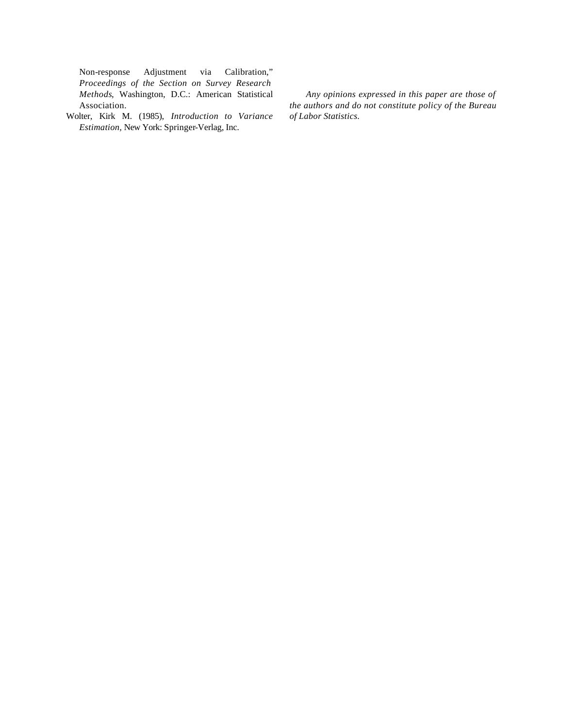Non-response Adjustment via Calibration," *Proceedings of the Section on Survey Research Methods*, Washington, D.C.: American Statistical Association.

Wolter, Kirk M. (1985), *Introduction to Variance Estimation*, New York: Springer-Verlag, Inc.

*Any opinions expressed in this paper are those of the authors and do not constitute policy of the Bureau of Labor Statistics.*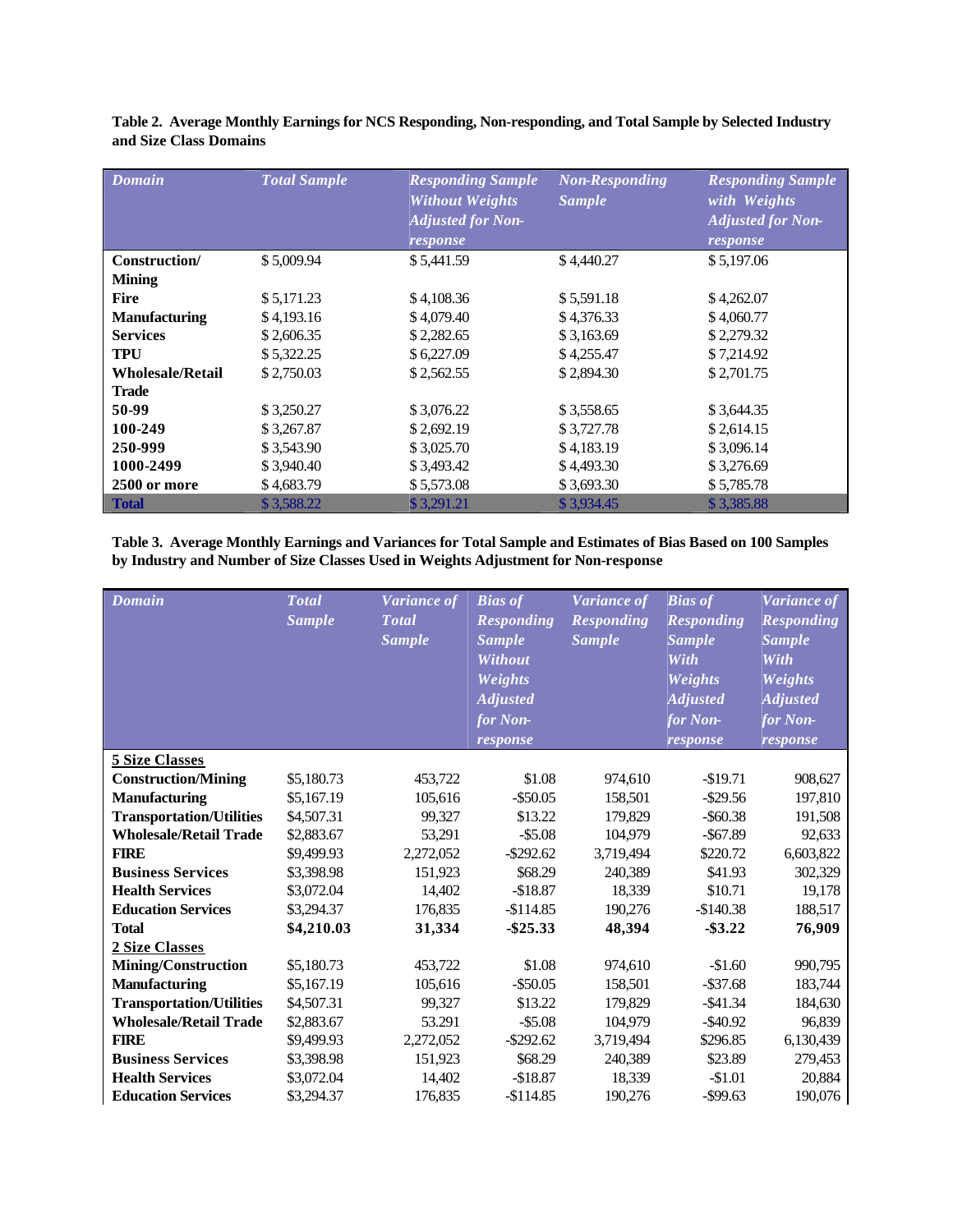**Table 2. Average Monthly Earnings for NCS Responding, Non-responding, and Total Sample by Selected Industry and Size Class Domains**

| *Domain* | *Total Sample* | *Responding Sample Without Weights Adjusted for Non-response* | *Non-Responding Sample* | *Responding Sample with Weights Adjusted for Non-response* |
|---|---|---|---|---|
| **Construction/ Mining** | $ 5,009.94 | $ 5,441.59 | $ 4,440.27 | $ 5,197.06 |
| **Fire** | $ 5,171.23 | $ 4,108.36 | $ 5,591.18 | $ 4,262.07 |
| **Manufacturing** | $ 4,193.16 | $ 4,079.40 | $ 4,376.33 | $ 4,060.77 |
| **Services** | $ 2,606.35 | $ 2,282.65 | $ 3,163.69 | $ 2,279.32 |
| **TPU** | $ 5,322.25 | $ 6,227.09 | $ 4,255.47 | $ 7,214.92 |
| **Wholesale/Retail Trade** | $ 2,750.03 | $ 2,562.55 | $ 2,894.30 | $ 2,701.75 |
| **50-99** | $ 3,250.27 | $ 3,076.22 | $ 3,558.65 | $ 3,644.35 |
| **100-249** | $ 3,267.87 | $ 2,692.19 | $ 3,727.78 | $ 2,614.15 |
| **250-999** | $ 3,543.90 | $ 3,025.70 | $ 4,183.19 | $ 3,096.14 |
| **1000-2499** | $ 3,940.40 | $ 3,493.42 | $ 4,493.30 | $ 3,276.69 |
| **2500 or more** | $ 4,683.79 | $ 5,573.08 | $ 3,693.30 | $ 5,785.78 |
| **Total** | $ 3,588.22 | $ 3,291.21 | $ 3,934.45 | $ 3,385.88 |

**Table 3. Average Monthly Earnings and Variances for Total Sample and Estimates of Bias Based on 100 Samples by Industry and Number of Size Classes Used in Weights Adjustment for Non-response**

| *Domain* | *Total Sample* | *Variance of Total Sample* | *Bias of Responding Sample Without Weights Adjusted for Non-response* | *Variance of Responding Sample* | *Bias of Responding Sample With Weights Adjusted for Non-response* | *Variance of Responding Sample With Weights Adjusted for Non-response* |
|---|---|---|---|---|---|---|
| **5 Size Classes** | | | | | | |
| **Construction/Mining** | $5,180.73 | 453,722 | $1.08 | 974,610 | -$19.71 | 908,627 |
| **Manufacturing** | $5,167.19 | 105,616 | -$50.05 | 158,501 | -$29.56 | 197,810 |
| **Transportation/Utilities** | $4,507.31 | 99,327 | $13.22 | 179,829 | -$60.38 | 191,508 |
| **Wholesale/Retail Trade** | $2,883.67 | 53,291 | -$5.08 | 104,979 | -$67.89 | 92,633 |
| **FIRE** | $9,499.93 | 2,272,052 | -$292.62 | 3,719,494 | $220.72 | 6,603,822 |
| **Business Services** | $3,398.98 | 151,923 | $68.29 | 240,389 | $41.93 | 302,329 |
| **Health Services** | $3,072.04 | 14,402 | -$18.87 | 18,339 | $10.71 | 19,178 |
| **Education Services** | $3,294.37 | 176,835 | -$114.85 | 190,276 | -$140.38 | 188,517 |
| **Total** | **$4,210.03** | **31,334** | **-$25.33** | **48,394** | **-$3.22** | **76,909** |
| **2 Size Classes** | | | | | | |
| **Mining/Construction** | $5,180.73 | 453,722 | $1.08 | 974,610 | -$1.60 | 990,795 |
| **Manufacturing** | $5,167.19 | 105,616 | -$50.05 | 158,501 | -$37.68 | 183,744 |
| **Transportation/Utilities** | $4,507.31 | 99,327 | $13.22 | 179,829 | -$41.34 | 184,630 |
| **Wholesale/Retail Trade** | $2,883.67 | 53.291 | -$5.08 | 104,979 | -$40.92 | 96,839 |
| **FIRE** | $9,499.93 | 2,272,052 | -$292.62 | 3,719,494 | $296.85 | 6,130,439 |
| **Business Services** | $3,398.98 | 151,923 | $68.29 | 240,389 | $23.89 | 279,453 |
| **Health Services** | $3,072.04 | 14,402 | -$18.87 | 18,339 | -$1.01 | 20,884 |
| **Education Services** | $3,294.37 | 176,835 | -$114.85 | 190,276 | -$99.63 | 190,076 |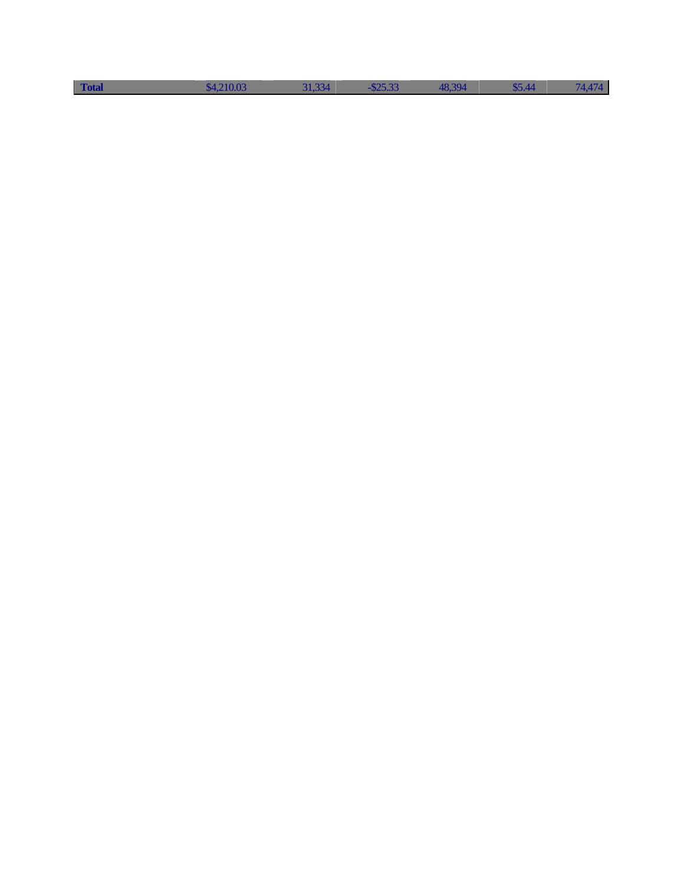| | | | | | | |
|---|---|---|---|---|---|---|
| **Total** | $4,210.03 | 31,334 | -$25.33 | 48,394 | $5.44 | 74,474 |